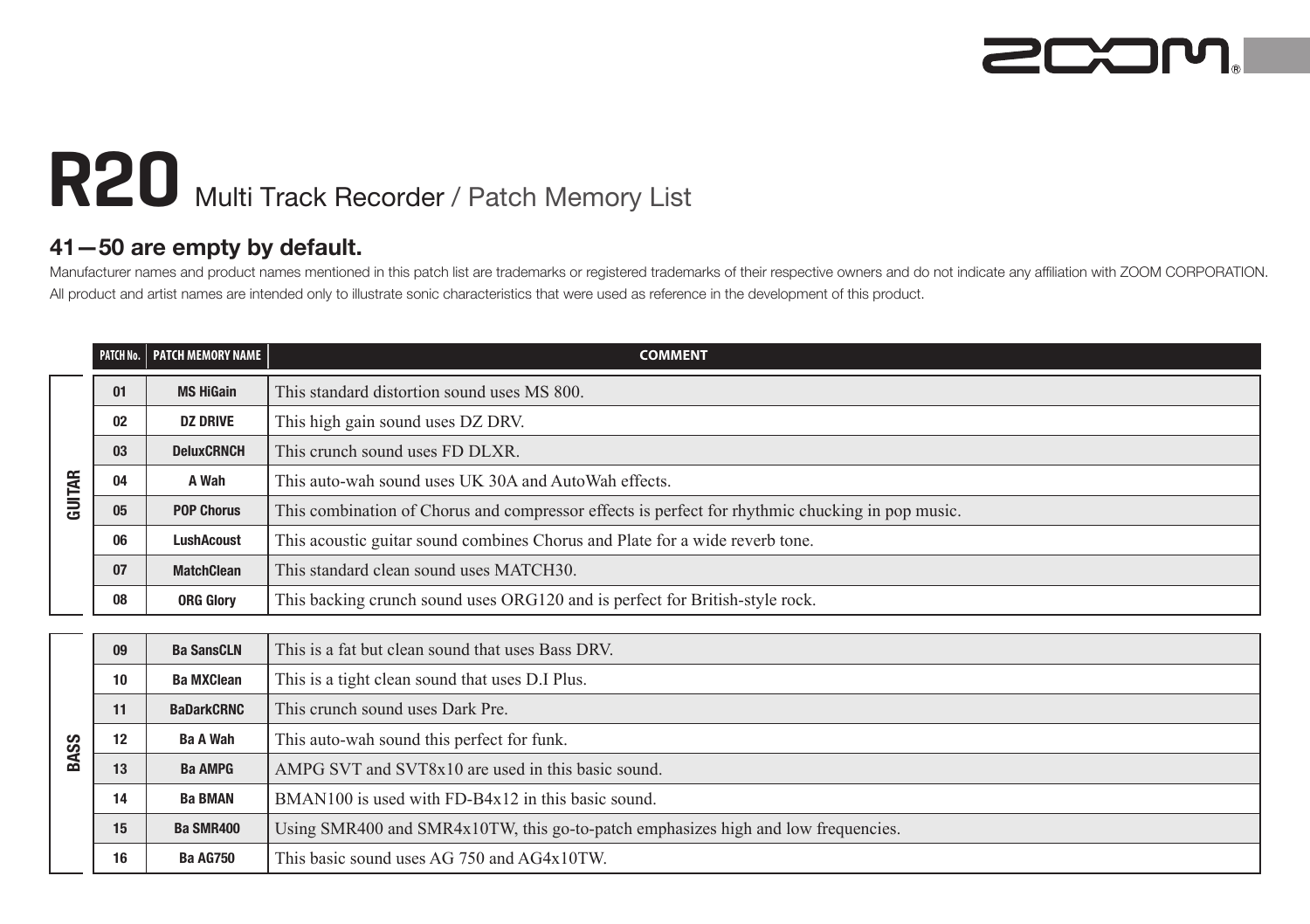# R20 Multi Track Recorder / Patch Memory List

## 41—50 are empty by default.

Manufacturer names and product names mentioned in this patch list are trademarks or registered trademarks of their respective owners and do not indicate any affiliation with ZOOM CORPORATION.
All product and artist names are intended only to illustrate sonic characteristics that were used as reference in the development of this product.

| | PATCH No. | PATCH MEMORY NAME | COMMENT |
|---|---|---|---|
| GUITAR | 01 | MS HiGain | This standard distortion sound uses MS 800. |
| | 02 | DZ DRIVE | This high gain sound uses DZ DRV. |
| | 03 | DeluxCRNCH | This crunch sound uses FD DLXR. |
| | 04 | A Wah | This auto-wah sound uses UK 30A and AutoWah effects. |
| | 05 | POP Chorus | This combination of Chorus and compressor effects is perfect for rhythmic chucking in pop music. |
| | 06 | LushAcoust | This acoustic guitar sound combines Chorus and Plate for a wide reverb tone. |
| | 07 | MatchClean | This standard clean sound uses MATCH30. |
| | 08 | ORG Glory | This backing crunch sound uses ORG120 and is perfect for British-style rock. |
| BASS | 09 | Ba SansCLN | This is a fat but clean sound that uses Bass DRV. |
| | 10 | Ba MXClean | This is a tight clean sound that uses D.I Plus. |
| | 11 | BaDarkCRNC | This crunch sound uses Dark Pre. |
| | 12 | Ba A Wah | This auto-wah sound this perfect for funk. |
| | 13 | Ba AMPG | AMPG SVT and SVT8x10 are used in this basic sound. |
| | 14 | Ba BMAN | BMAN100 is used with FD-B4x12 in this basic sound. |
| | 15 | Ba SMR400 | Using SMR400 and SMR4x10TW, this go-to-patch emphasizes high and low frequencies. |
| | 16 | Ba AG750 | This basic sound uses AG 750 and AG4x10TW. |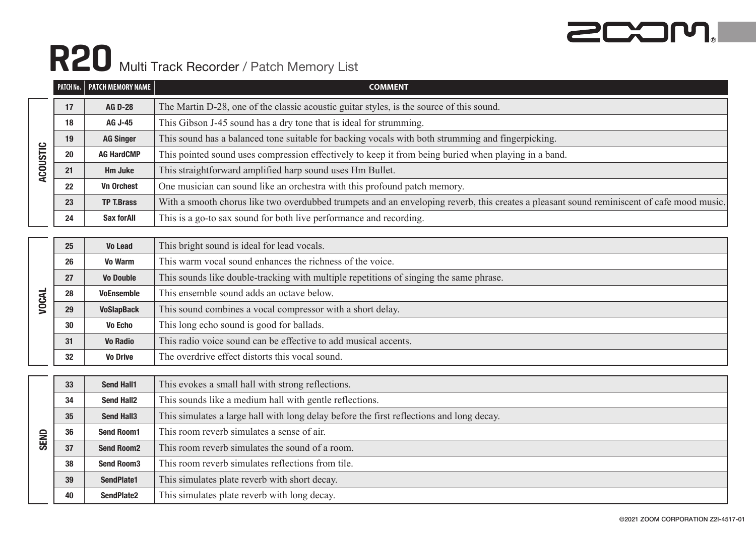# R20 Multi Track Recorder / Patch Memory List

| | PATCH No. | PATCH MEMORY NAME | COMMENT |
|---|---|---|---|
| ACOUSTIC | 17 | AG D-28 | The Martin D-28, one of the classic acoustic guitar styles, is the source of this sound. |
| | 18 | AG J-45 | This Gibson J-45 sound has a dry tone that is ideal for strumming. |
| | 19 | AG Singer | This sound has a balanced tone suitable for backing vocals with both strumming and fingerpicking. |
| | 20 | AG HardCMP | This pointed sound uses compression effectively to keep it from being buried when playing in a band. |
| | 21 | Hm Juke | This straightforward amplified harp sound uses Hm Bullet. |
| | 22 | Vn Orchest | One musician can sound like an orchestra with this profound patch memory. |
| | 23 | TP T.Brass | With a smooth chorus like two overdubbed trumpets and an enveloping reverb, this creates a pleasant sound reminiscent of cafe mood music. |
| | 24 | Sax forAll | This is a go-to sax sound for both live performance and recording. |
| VOCAL | 25 | Vo Lead | This bright sound is ideal for lead vocals. |
| | 26 | Vo Warm | This warm vocal sound enhances the richness of the voice. |
| | 27 | Vo Double | This sounds like double-tracking with multiple repetitions of singing the same phrase. |
| | 28 | VoEnsemble | This ensemble sound adds an octave below. |
| | 29 | VoSlapBack | This sound combines a vocal compressor with a short delay. |
| | 30 | Vo Echo | This long echo sound is good for ballads. |
| | 31 | Vo Radio | This radio voice sound can be effective to add musical accents. |
| | 32 | Vo Drive | The overdrive effect distorts this vocal sound. |
| SEND | 33 | Send Hall1 | This evokes a small hall with strong reflections. |
| | 34 | Send Hall2 | This sounds like a medium hall with gentle reflections. |
| | 35 | Send Hall3 | This simulates a large hall with long delay before the first reflections and long decay. |
| | 36 | Send Room1 | This room reverb simulates a sense of air. |
| | 37 | Send Room2 | This room reverb simulates the sound of a room. |
| | 38 | Send Room3 | This room reverb simulates reflections from tile. |
| | 39 | SendPlate1 | This simulates plate reverb with short decay. |
| | 40 | SendPlate2 | This simulates plate reverb with long decay. |

©2021 ZOOM CORPORATION Z2I-4517-01